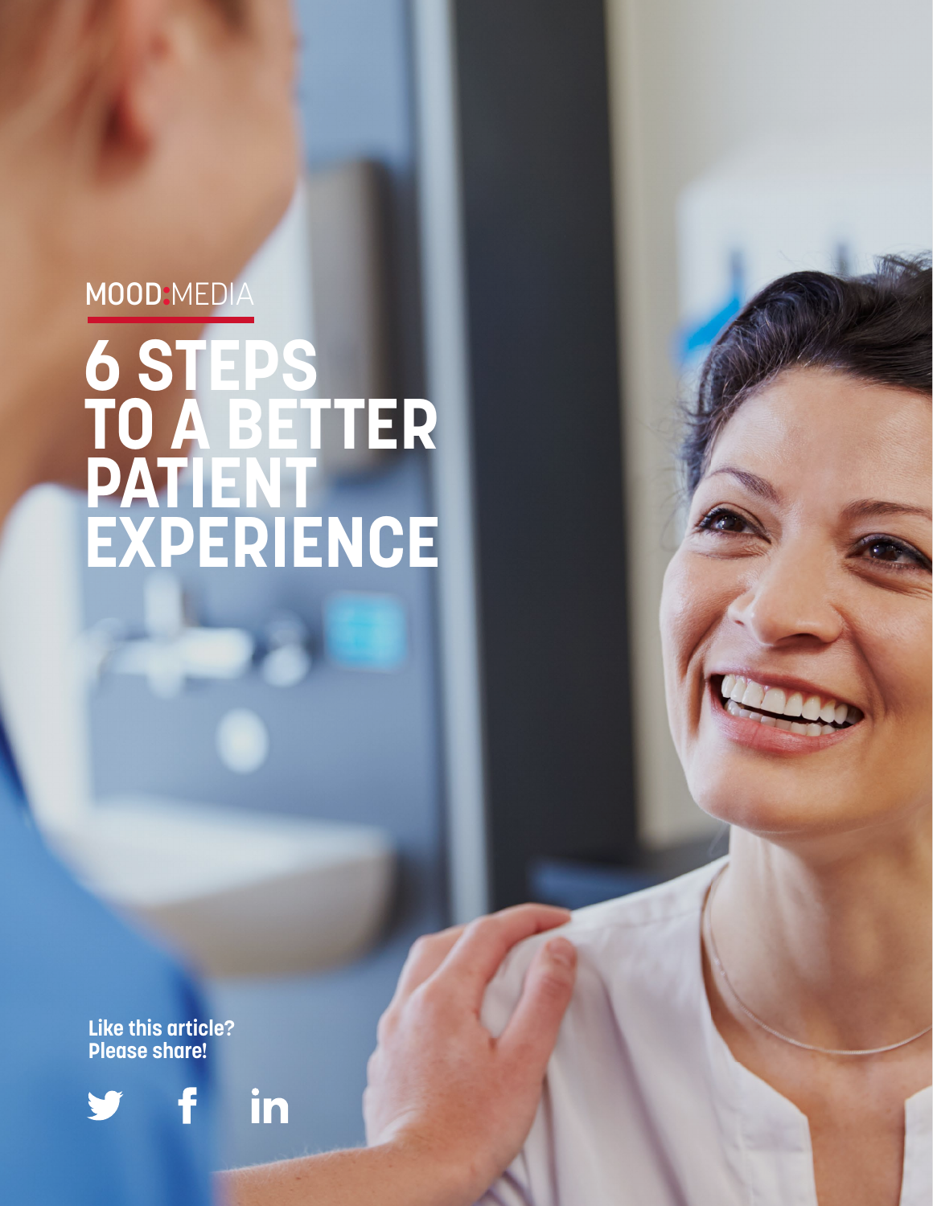MOOD:MEDIA

# 6 STEPS TO A BETTER PATIENT EXPERIENCE

**Like this article? Please share!**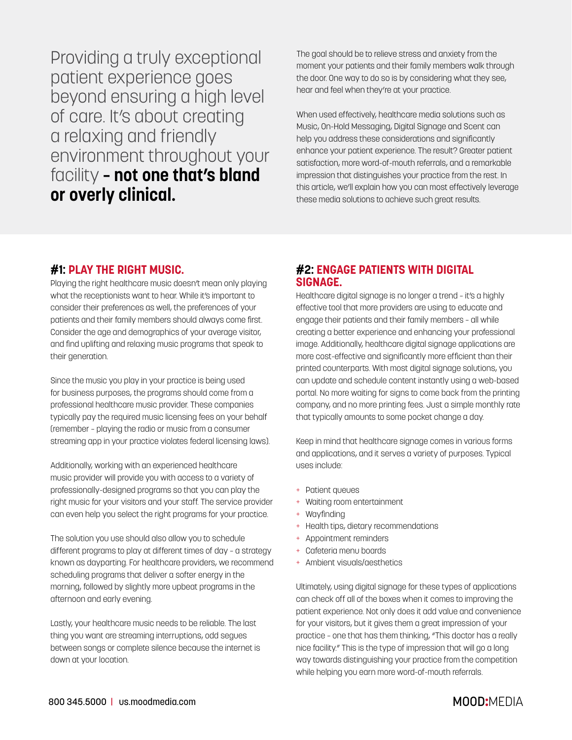Providing a truly exceptional patient experience goes beyond ensuring a high level of care. It's about creating a relaxing and friendly environment throughout your facility **– not one that's bland or overly clinical.**

The goal should be to relieve stress and anxiety from the moment your patients and their family members walk through the door. One way to do so is by considering what they see, hear and feel when they're at your practice.

When used effectively, healthcare media solutions such as Music, On-Hold Messaging, Digital Signage and Scent can help you address these considerations and significantly enhance your patient experience. The result? Greater patient satisfaction, more word-of-mouth referrals, and a remarkable impression that distinguishes your practice from the rest. In this article, we'll explain how you can most effectively leverage these media solutions to achieve such great results.

## #1: PLAY THE RIGHT MUSIC.

Playing the right healthcare music doesn't mean only playing what the receptionists want to hear. While it's important to consider their preferences as well, the preferences of your patients and their family members should always come first. Consider the age and demographics of your average visitor, and find uplifting and relaxing music programs that speak to their generation.

Since the music you play in your practice is being used for business purposes, the programs should come from a professional healthcare music provider. These companies typically pay the required music licensing fees on your behalf (remember – playing the radio or music from a consumer streaming app in your practice violates federal licensing laws).

Additionally, working with an experienced healthcare music provider will provide you with access to a variety of professionally-designed programs so that you can play the right music for your visitors and your staff. The service provider can even help you select the right programs for your practice.

The solution you use should also allow you to schedule different programs to play at different times of day – a strategy known as dayparting. For healthcare providers, we recommend scheduling programs that deliver a softer energy in the morning, followed by slightly more upbeat programs in the afternoon and early evening.

Lastly, your healthcare music needs to be reliable. The last thing you want are streaming interruptions, odd segues between songs or complete silence because the internet is down at your location.

## #2: ENGAGE PATIENTS WITH DIGITAL SIGNAGE.

Healthcare digital signage is no longer a trend – it's a highly effective tool that more providers are using to educate and engage their patients and their family members – all while creating a better experience and enhancing your professional image. Additionally, healthcare digital signage applications are more cost-effective and significantly more efficient than their printed counterparts. With most digital signage solutions, you can update and schedule content instantly using a web-based portal. No more waiting for signs to come back from the printing company, and no more printing fees. Just a simple monthly rate that typically amounts to some pocket change a day.

Keep in mind that healthcare signage comes in various forms and applications, and it serves a variety of purposes. Typical uses include:

- Patient queues
- Waiting room entertainment
- Wayfinding
- Health tips, dietary recommendations
- Appointment reminders
- Cafeteria menu boards
- Ambient visuals/aesthetics

Ultimately, using digital signage for these types of applications can check off all of the boxes when it comes to improving the patient experience. Not only does it add value and convenience for your visitors, but it gives them a great impression of your practice – one that has them thinking, "This doctor has a really nice facility." This is the type of impression that will go a long way towards distinguishing your practice from the competition while helping you earn more word-of-mouth referrals.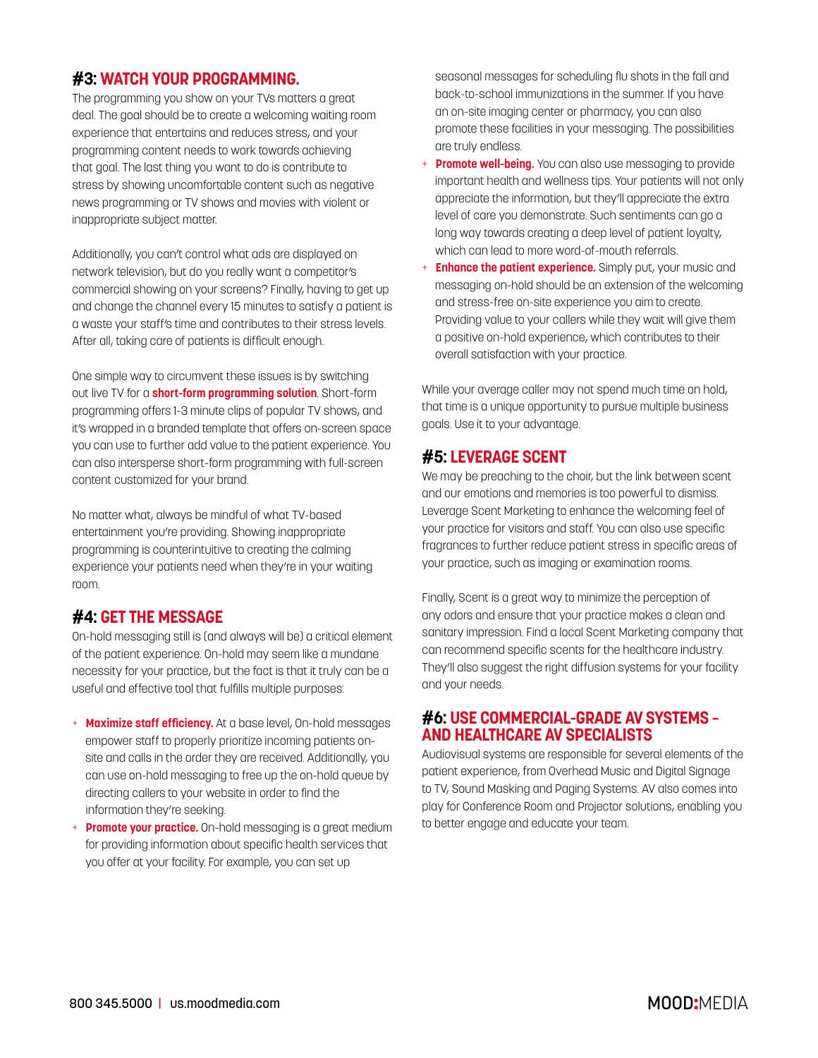## #3: WATCH YOUR PROGRAMMING.

The programming you show on your TVs matters a great deal. The goal should be to create a welcoming waiting room experience that entertains and reduces stress, and your programming content needs to work towards achieving that goal. The last thing you want to do is contribute to stress by showing uncomfortable content such as negative news programming or TV shows and movies with violent or inappropriate subject matter.

Additionally, you can't control what ads are displayed on network television, but do you really want a competitor's commercial showing on your screens? Finally, having to get up and change the channel every 15 minutes to satisfy a patient is a waste your staff's time and contributes to their stress levels. After all, taking care of patients is difficult enough.

One simple way to circumvent these issues is by switching out live TV for a **short-form programming solution**. Short-form programming offers 1-3 minute clips of popular TV shows, and it's wrapped in a branded template that offers on-screen space you can use to further add value to the patient experience. You can also intersperse short-form programming with full-screen content customized for your brand.

No matter what, always be mindful of what TV-based entertainment you're providing. Showing inappropriate programming is counterintuitive to creating the calming experience your patients need when they're in your waiting room.

## #4: GET THE MESSAGE

On-hold messaging still is (and always will be) a critical element of the patient experience. On-hold may seem like a mundane necessity for your practice, but the fact is that it truly can be a useful and effective tool that fulfills multiple purposes:

- **Maximize staff efficiency.** At a base level, On-hold messages empower staff to properly prioritize incoming patients on-site and calls in the order they are received. Additionally, you can use on-hold messaging to free up the on-hold queue by directing callers to your website in order to find the information they're seeking.
- **Promote your practice.** On-hold messaging is a great medium for providing information about specific health services that you offer at your facility. For example, you can set up seasonal messages for scheduling flu shots in the fall and back-to-school immunizations in the summer. If you have an on-site imaging center or pharmacy, you can also promote these facilities in your messaging. The possibilities are truly endless.
- **Promote well-being.** You can also use messaging to provide important health and wellness tips. Your patients will not only appreciate the information, but they'll appreciate the extra level of care you demonstrate. Such sentiments can go a long way towards creating a deep level of patient loyalty, which can lead to more word-of-mouth referrals.
- **Enhance the patient experience.** Simply put, your music and messaging on-hold should be an extension of the welcoming and stress-free on-site experience you aim to create. Providing value to your callers while they wait will give them a positive on-hold experience, which contributes to their overall satisfaction with your practice.

While your average caller may not spend much time on hold, that time is a unique opportunity to pursue multiple business goals. Use it to your advantage.

## #5: LEVERAGE SCENT

We may be preaching to the choir, but the link between scent and our emotions and memories is too powerful to dismiss. Leverage Scent Marketing to enhance the welcoming feel of your practice for visitors and staff. You can also use specific fragrances to further reduce patient stress in specific areas of your practice, such as imaging or examination rooms.

Finally, Scent is a great way to minimize the perception of any odors and ensure that your practice makes a clean and sanitary impression. Find a local Scent Marketing company that can recommend specific scents for the healthcare industry. They'll also suggest the right diffusion systems for your facility and your needs.

## #6: USE COMMERCIAL-GRADE AV SYSTEMS – AND HEALTHCARE AV SPECIALISTS

Audiovisual systems are responsible for several elements of the patient experience, from Overhead Music and Digital Signage to TV, Sound Masking and Paging Systems. AV also comes into play for Conference Room and Projector solutions, enabling you to better engage and educate your team.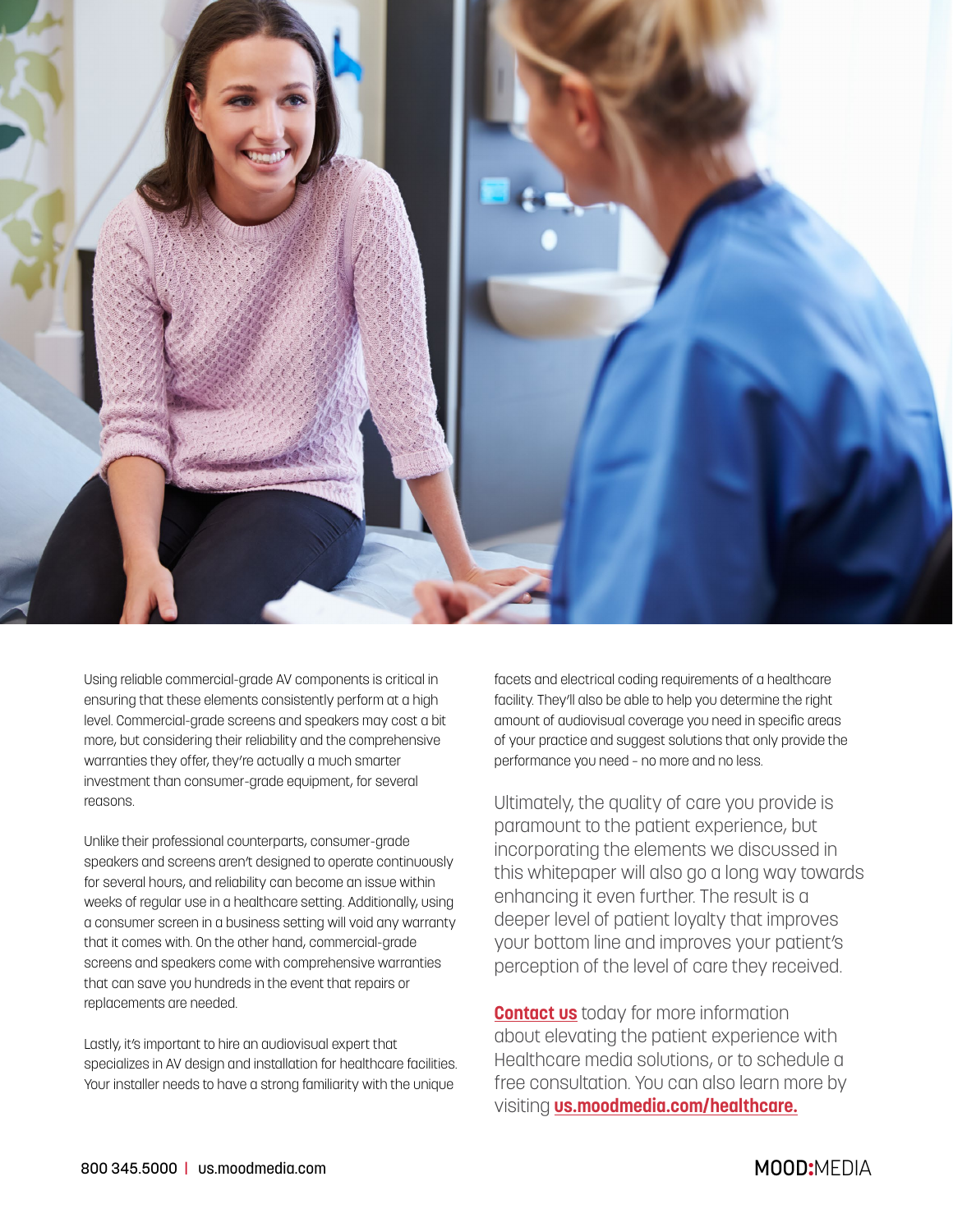Using reliable commercial-grade AV components is critical in ensuring that these elements consistently perform at a high level. Commercial-grade screens and speakers may cost a bit more, but considering their reliability and the comprehensive warranties they offer, they're actually a much smarter investment than consumer-grade equipment, for several reasons.

Unlike their professional counterparts, consumer-grade speakers and screens aren't designed to operate continuously for several hours, and reliability can become an issue within weeks of regular use in a healthcare setting. Additionally, using a consumer screen in a business setting will void any warranty that it comes with. On the other hand, commercial-grade screens and speakers come with comprehensive warranties that can save you hundreds in the event that repairs or replacements are needed.

Lastly, it's important to hire an audiovisual expert that specializes in AV design and installation for healthcare facilities. Your installer needs to have a strong familiarity with the unique facets and electrical coding requirements of a healthcare facility. They'll also be able to help you determine the right amount of audiovisual coverage you need in specific areas of your practice and suggest solutions that only provide the performance you need - no more and no less.

Ultimately, the quality of care you provide is paramount to the patient experience, but incorporating the elements we discussed in this whitepaper will also go a long way towards enhancing it even further. The result is a deeper level of patient loyalty that improves your bottom line and improves your patient's perception of the level of care they received.

**Contact us** today for more information about elevating the patient experience with Healthcare media solutions, or to schedule a free consultation. You can also learn more by visiting **us.moodmedia.com/healthcare.**

800 345.5000 | us.moodmedia.com

MOOD:MEDIA